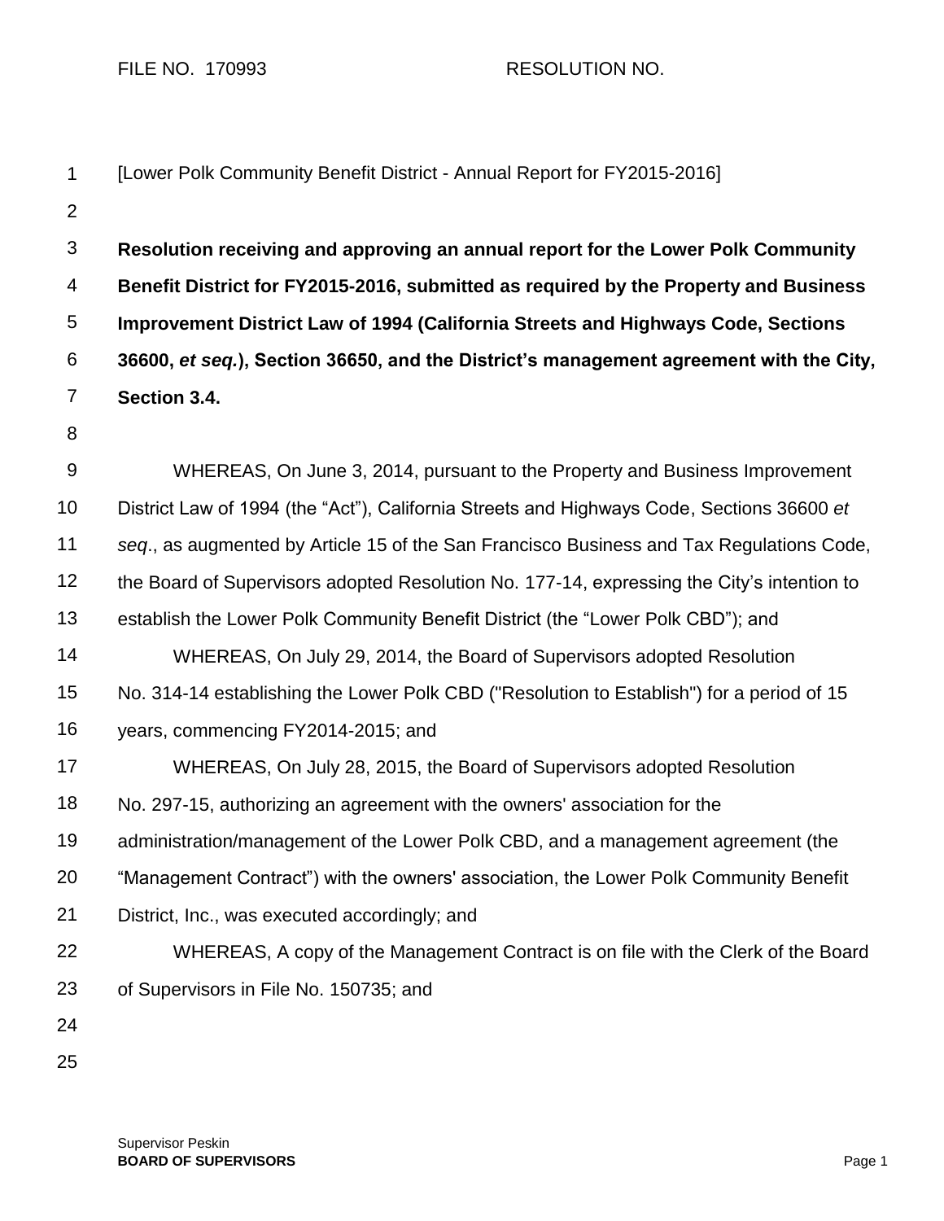FILE NO. 170993 RESOLUTION NO.

[Lower Polk Community Benefit District - Annual Report for FY2015-2016]

**Resolution receiving and approving an annual report for the Lower Polk Community Benefit District for FY2015-2016, submitted as required by the Property and Business Improvement District Law of 1994 (California Streets and Highways Code, Sections 36600, *et seq.*), Section 36650, and the District's management agreement with the City, Section 3.4.**

WHEREAS, On June 3, 2014, pursuant to the Property and Business Improvement District Law of 1994 (the "Act"), California Streets and Highways Code, Sections 36600 *et seq*., as augmented by Article 15 of the San Francisco Business and Tax Regulations Code, the Board of Supervisors adopted Resolution No. 177-14, expressing the City's intention to establish the Lower Polk Community Benefit District (the "Lower Polk CBD"); and

WHEREAS, On July 29, 2014, the Board of Supervisors adopted Resolution No. 314-14 establishing the Lower Polk CBD ("Resolution to Establish") for a period of 15 years, commencing FY2014-2015; and

WHEREAS, On July 28, 2015, the Board of Supervisors adopted Resolution No. 297-15, authorizing an agreement with the owners' association for the administration/management of the Lower Polk CBD, and a management agreement (the "Management Contract") with the owners' association, the Lower Polk Community Benefit District, Inc., was executed accordingly; and

WHEREAS, A copy of the Management Contract is on file with the Clerk of the Board of Supervisors in File No. 150735; and

Supervisor Peskin
**BOARD OF SUPERVISORS**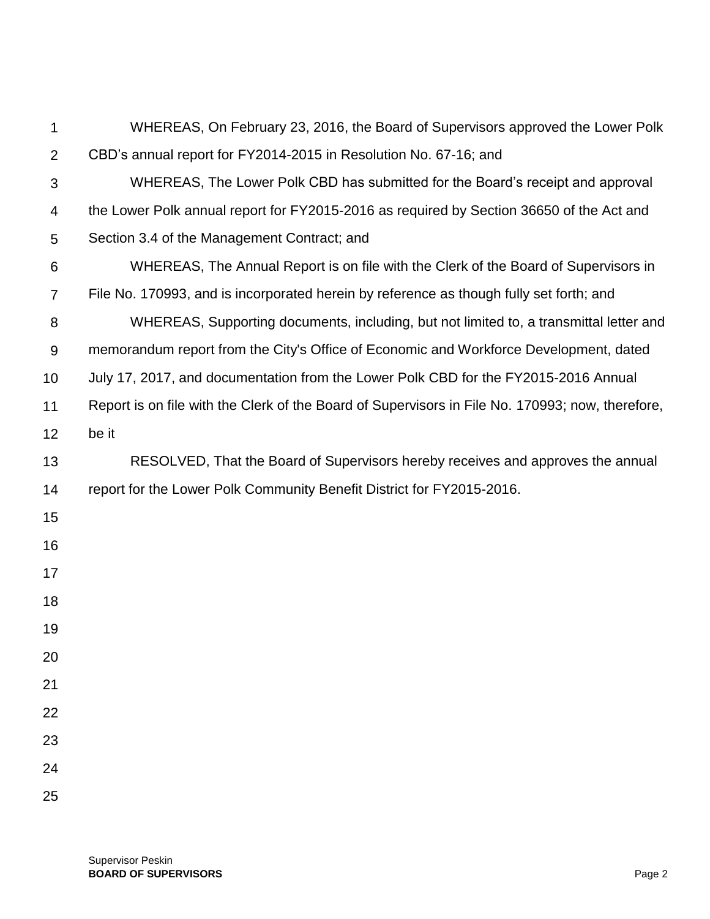WHEREAS, On February 23, 2016, the Board of Supervisors approved the Lower Polk CBD's annual report for FY2014-2015 in Resolution No. 67-16; and

WHEREAS, The Lower Polk CBD has submitted for the Board's receipt and approval the Lower Polk annual report for FY2015-2016 as required by Section 36650 of the Act and Section 3.4 of the Management Contract; and

WHEREAS, The Annual Report is on file with the Clerk of the Board of Supervisors in File No. 170993, and is incorporated herein by reference as though fully set forth; and

WHEREAS, Supporting documents, including, but not limited to, a transmittal letter and memorandum report from the City's Office of Economic and Workforce Development, dated July 17, 2017, and documentation from the Lower Polk CBD for the FY2015-2016 Annual Report is on file with the Clerk of the Board of Supervisors in File No. 170993; now, therefore, be it

RESOLVED, That the Board of Supervisors hereby receives and approves the annual report for the Lower Polk Community Benefit District for FY2015-2016.